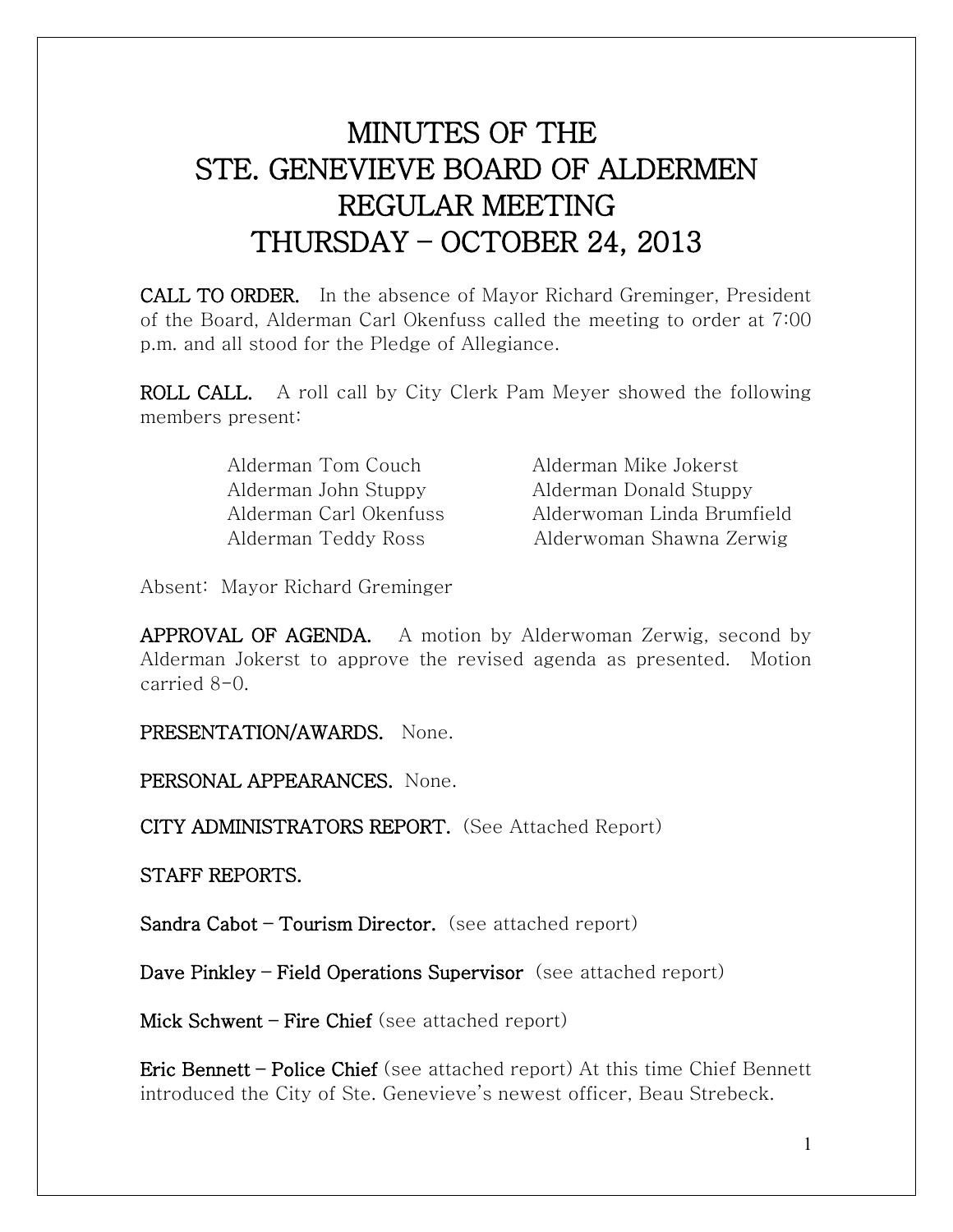# MINUTES OF THE STE. GENEVIEVE BOARD OF ALDERMEN REGULAR MEETING THURSDAY – OCTOBER 24, 2013

**CALL TO ORDER.** In the absence of Mayor Richard Greminger, President of the Board, Alderman Carl Okenfuss called the meeting to order at 7:00 p.m. and all stood for the Pledge of Allegiance.

**ROLL CALL.** A roll call by City Clerk Pam Meyer showed the following members present:

| | |
|---|---|
| Alderman Tom Couch | Alderman Mike Jokerst |
| Alderman John Stuppy | Alderman Donald Stuppy |
| Alderman Carl Okenfuss | Alderwoman Linda Brumfield |
| Alderman Teddy Ross | Alderwoman Shawna Zerwig |

Absent: Mayor Richard Greminger

**APPROVAL OF AGENDA.** A motion by Alderwoman Zerwig, second by Alderman Jokerst to approve the revised agenda as presented. Motion carried 8-0.

**PRESENTATION/AWARDS.** None.

**PERSONAL APPEARANCES.** None.

**CITY ADMINISTRATORS REPORT.** (See Attached Report)

**STAFF REPORTS.**

**Sandra Cabot – Tourism Director.** (see attached report)

**Dave Pinkley – Field Operations Supervisor** (see attached report)

**Mick Schwent – Fire Chief** (see attached report)

**Eric Bennett – Police Chief** (see attached report) At this time Chief Bennett introduced the City of Ste. Genevieve's newest officer, Beau Strebeck.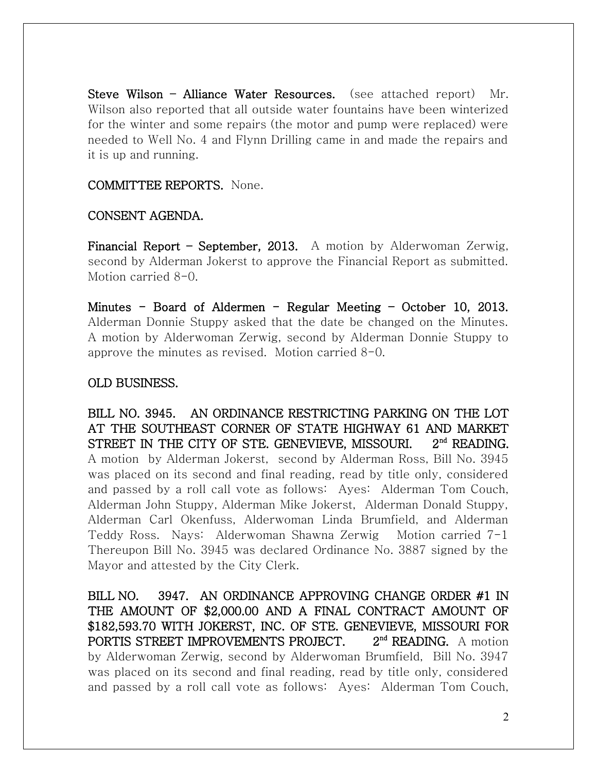**Steve Wilson – Alliance Water Resources.** (see attached report) Mr. Wilson also reported that all outside water fountains have been winterized for the winter and some repairs (the motor and pump were replaced) were needed to Well No. 4 and Flynn Drilling came in and made the repairs and it is up and running.

**COMMITTEE REPORTS.** None.

**CONSENT AGENDA.**

**Financial Report – September, 2013.** A motion by Alderwoman Zerwig, second by Alderman Jokerst to approve the Financial Report as submitted. Motion carried 8-0.

**Minutes – Board of Aldermen – Regular Meeting – October 10, 2013.** Alderman Donnie Stuppy asked that the date be changed on the Minutes. A motion by Alderwoman Zerwig, second by Alderman Donnie Stuppy to approve the minutes as revised. Motion carried 8-0.

**OLD BUSINESS.**

**BILL NO. 3945. AN ORDINANCE RESTRICTING PARKING ON THE LOT AT THE SOUTHEAST CORNER OF STATE HIGHWAY 61 AND MARKET STREET IN THE CITY OF STE. GENEVIEVE, MISSOURI. 2nd READING.** A motion by Alderman Jokerst, second by Alderman Ross, Bill No. 3945 was placed on its second and final reading, read by title only, considered and passed by a roll call vote as follows: Ayes: Alderman Tom Couch, Alderman John Stuppy, Alderman Mike Jokerst, Alderman Donald Stuppy, Alderman Carl Okenfuss, Alderwoman Linda Brumfield, and Alderman Teddy Ross. Nays: Alderwoman Shawna Zerwig Motion carried 7-1 Thereupon Bill No. 3945 was declared Ordinance No. 3887 signed by the Mayor and attested by the City Clerk.

**BILL NO. 3947. AN ORDINANCE APPROVING CHANGE ORDER #1 IN THE AMOUNT OF $2,000.00 AND A FINAL CONTRACT AMOUNT OF $182,593.70 WITH JOKERST, INC. OF STE. GENEVIEVE, MISSOURI FOR PORTIS STREET IMPROVEMENTS PROJECT. 2nd READING.** A motion by Alderwoman Zerwig, second by Alderwoman Brumfield, Bill No. 3947 was placed on its second and final reading, read by title only, considered and passed by a roll call vote as follows: Ayes: Alderman Tom Couch,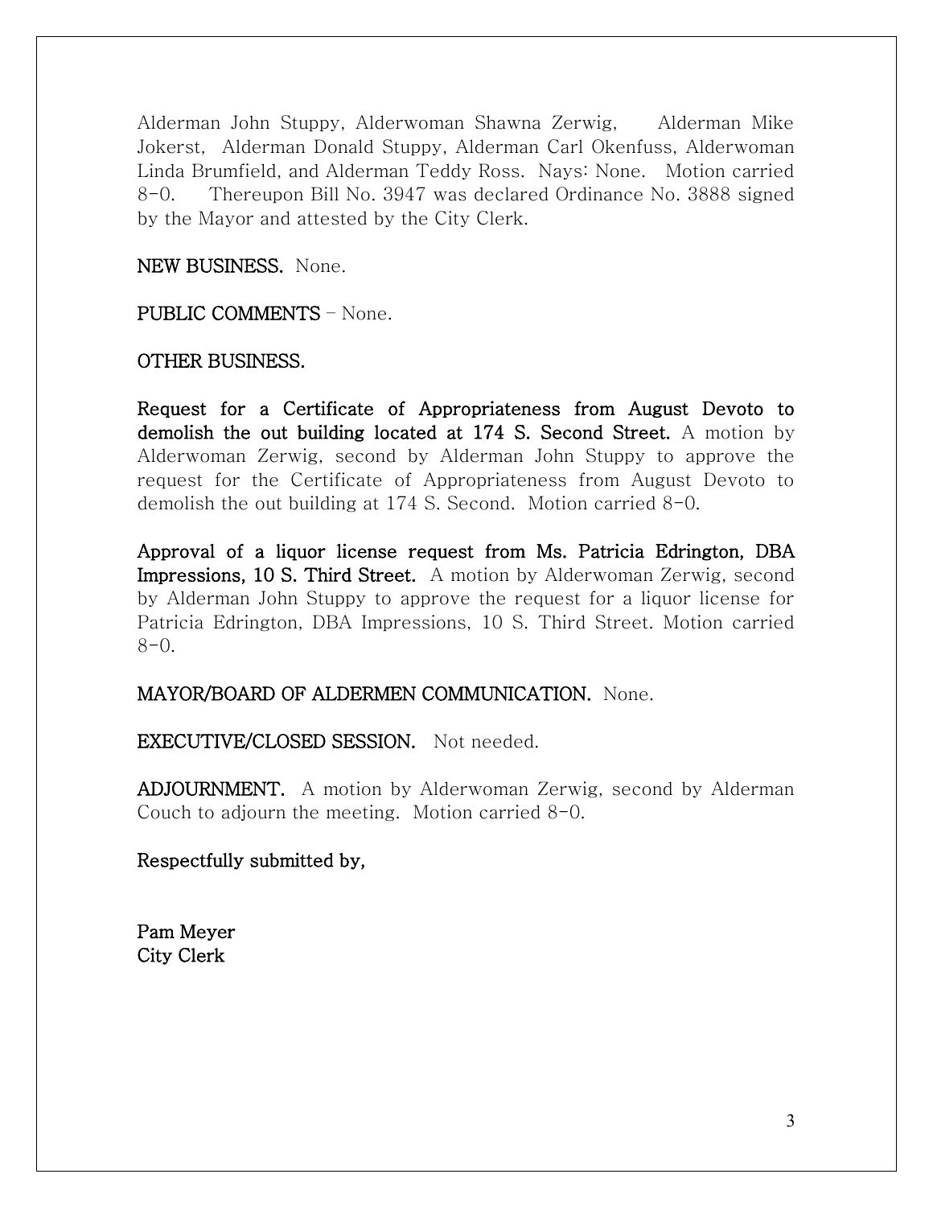Alderman John Stuppy, Alderwoman Shawna Zerwig, Alderman Mike Jokerst, Alderman Donald Stuppy, Alderman Carl Okenfuss, Alderwoman Linda Brumfield, and Alderman Teddy Ross. Nays: None. Motion carried 8-0. Thereupon Bill No. 3947 was declared Ordinance No. 3888 signed by the Mayor and attested by the City Clerk.

**NEW BUSINESS.** None.

**PUBLIC COMMENTS** – None.

**OTHER BUSINESS.**

**Request for a Certificate of Appropriateness from August Devoto to demolish the out building located at 174 S. Second Street.** A motion by Alderwoman Zerwig, second by Alderman John Stuppy to approve the request for the Certificate of Appropriateness from August Devoto to demolish the out building at 174 S. Second. Motion carried 8-0.

**Approval of a liquor license request from Ms. Patricia Edrington, DBA Impressions, 10 S. Third Street.** A motion by Alderwoman Zerwig, second by Alderman John Stuppy to approve the request for a liquor license for Patricia Edrington, DBA Impressions, 10 S. Third Street. Motion carried 8-0.

**MAYOR/BOARD OF ALDERMEN COMMUNICATION.** None.

**EXECUTIVE/CLOSED SESSION.** Not needed.

**ADJOURNMENT.** A motion by Alderwoman Zerwig, second by Alderman Couch to adjourn the meeting. Motion carried 8-0.

**Respectfully submitted by,**

**Pam Meyer**
**City Clerk**